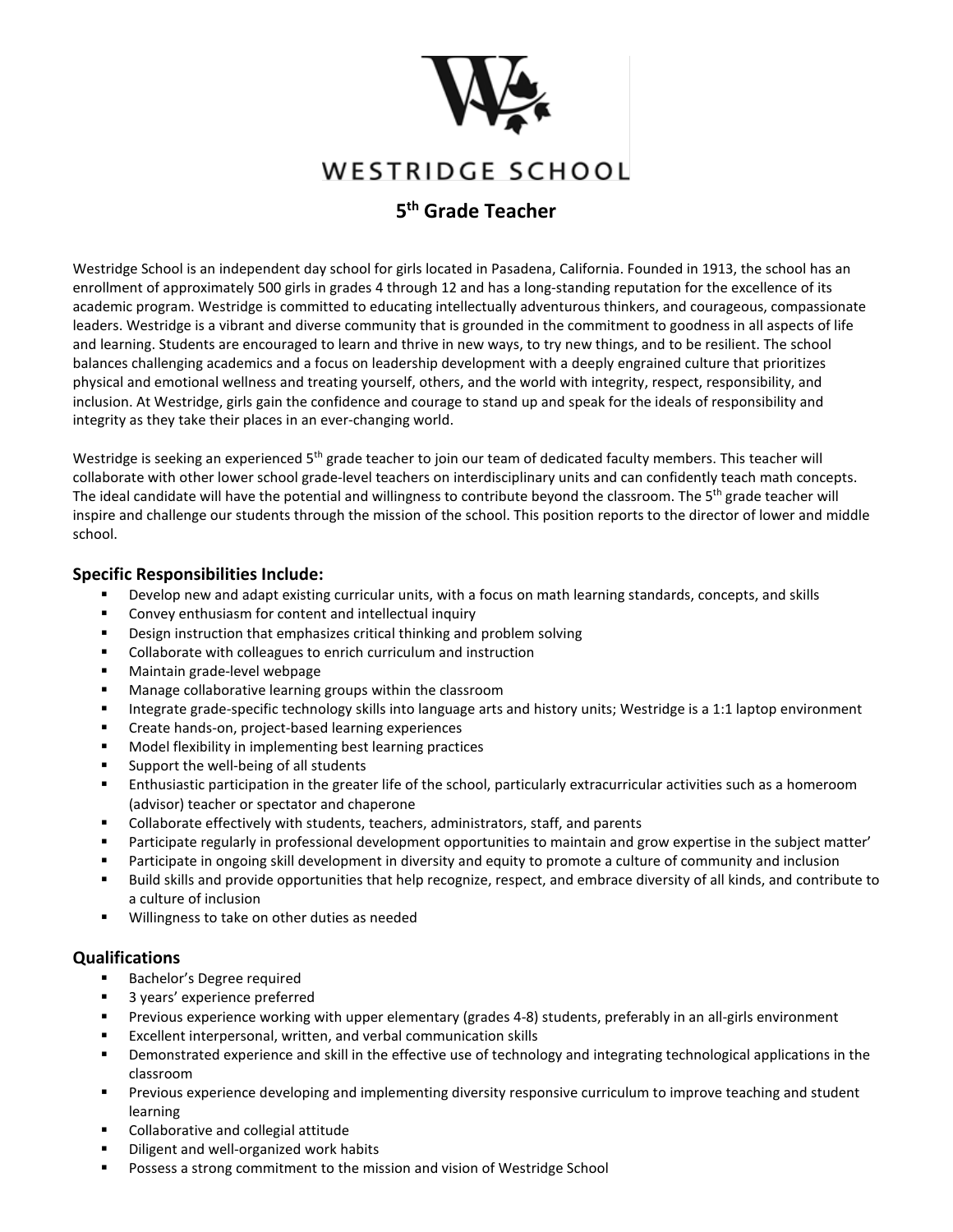# WESTRIDGE SCHOOL

## 5th Grade Teacher

Westridge School is an independent day school for girls located in Pasadena, California. Founded in 1913, the school has an enrollment of approximately 500 girls in grades 4 through 12 and has a long-standing reputation for the excellence of its academic program. Westridge is committed to educating intellectually adventurous thinkers, and courageous, compassionate leaders. Westridge is a vibrant and diverse community that is grounded in the commitment to goodness in all aspects of life and learning. Students are encouraged to learn and thrive in new ways, to try new things, and to be resilient. The school balances challenging academics and a focus on leadership development with a deeply engrained culture that prioritizes physical and emotional wellness and treating yourself, others, and the world with integrity, respect, responsibility, and inclusion. At Westridge, girls gain the confidence and courage to stand up and speak for the ideals of responsibility and integrity as they take their places in an ever-changing world.

Westridge is seeking an experienced 5th grade teacher to join our team of dedicated faculty members. This teacher will collaborate with other lower school grade-level teachers on interdisciplinary units and can confidently teach math concepts. The ideal candidate will have the potential and willingness to contribute beyond the classroom. The 5th grade teacher will inspire and challenge our students through the mission of the school. This position reports to the director of lower and middle school.

### Specific Responsibilities Include:

- Develop new and adapt existing curricular units, with a focus on math learning standards, concepts, and skills
- Convey enthusiasm for content and intellectual inquiry
- Design instruction that emphasizes critical thinking and problem solving
- Collaborate with colleagues to enrich curriculum and instruction
- Maintain grade-level webpage
- Manage collaborative learning groups within the classroom
- Integrate grade-specific technology skills into language arts and history units; Westridge is a 1:1 laptop environment
- Create hands-on, project-based learning experiences
- Model flexibility in implementing best learning practices
- Support the well-being of all students
- Enthusiastic participation in the greater life of the school, particularly extracurricular activities such as a homeroom (advisor) teacher or spectator and chaperone
- Collaborate effectively with students, teachers, administrators, staff, and parents
- Participate regularly in professional development opportunities to maintain and grow expertise in the subject matter'
- Participate in ongoing skill development in diversity and equity to promote a culture of community and inclusion
- Build skills and provide opportunities that help recognize, respect, and embrace diversity of all kinds, and contribute to a culture of inclusion
- Willingness to take on other duties as needed

### Qualifications

- Bachelor's Degree required
- 3 years' experience preferred
- Previous experience working with upper elementary (grades 4-8) students, preferably in an all-girls environment
- Excellent interpersonal, written, and verbal communication skills
- Demonstrated experience and skill in the effective use of technology and integrating technological applications in the classroom
- Previous experience developing and implementing diversity responsive curriculum to improve teaching and student learning
- Collaborative and collegial attitude
- Diligent and well-organized work habits
- Possess a strong commitment to the mission and vision of Westridge School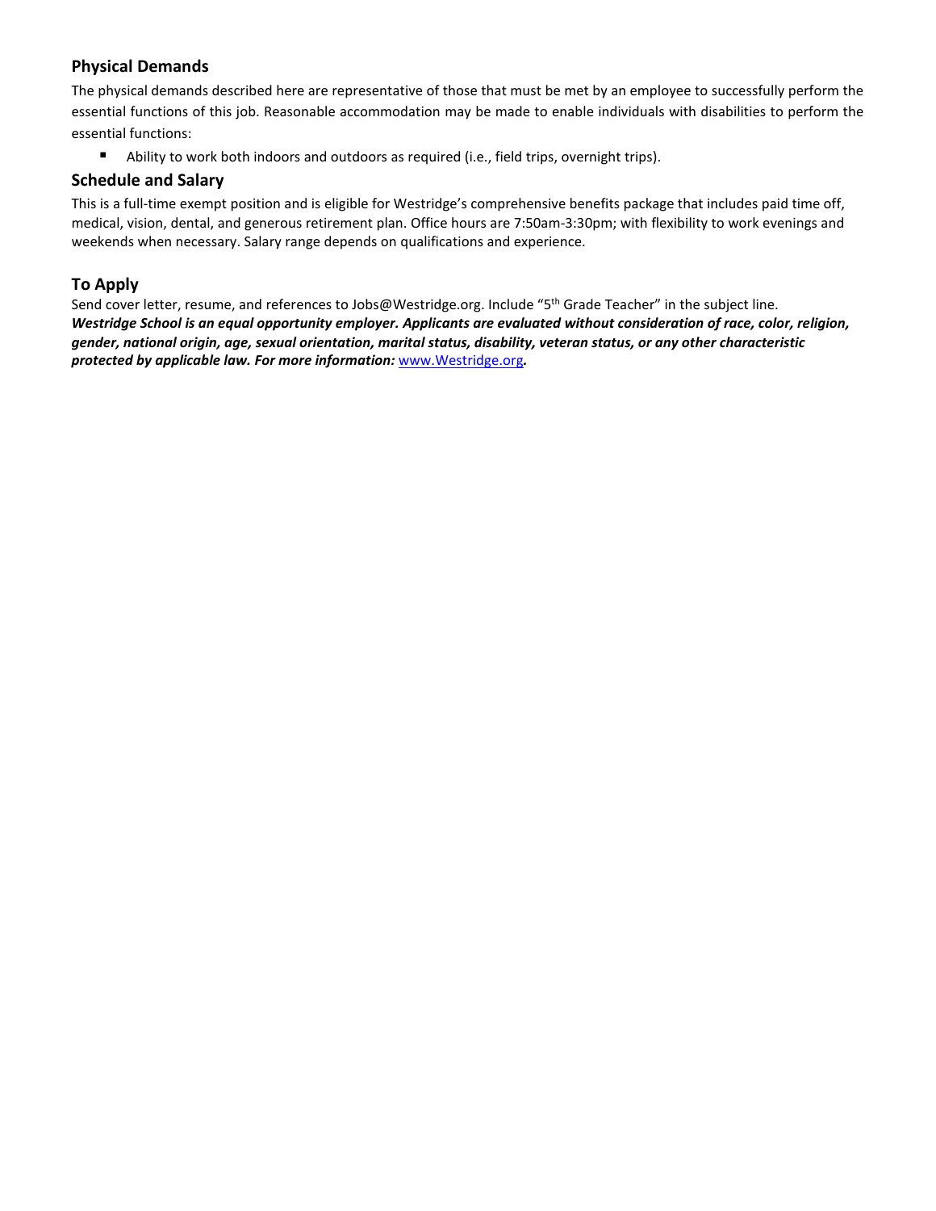## Physical Demands

The physical demands described here are representative of those that must be met by an employee to successfully perform the essential functions of this job. Reasonable accommodation may be made to enable individuals with disabilities to perform the essential functions:

- Ability to work both indoors and outdoors as required (i.e., field trips, overnight trips).

## Schedule and Salary

This is a full-time exempt position and is eligible for Westridge's comprehensive benefits package that includes paid time off, medical, vision, dental, and generous retirement plan. Office hours are 7:50am-3:30pm; with flexibility to work evenings and weekends when necessary. Salary range depends on qualifications and experience.

## To Apply

Send cover letter, resume, and references to Jobs@Westridge.org. Include "5th Grade Teacher" in the subject line.
***Westridge School is an equal opportunity employer. Applicants are evaluated without consideration of race, color, religion, gender, national origin, age, sexual orientation, marital status, disability, veteran status, or any other characteristic protected by applicable law. For more information:*** [www.Westridge.org](http://www.Westridge.org)***.***